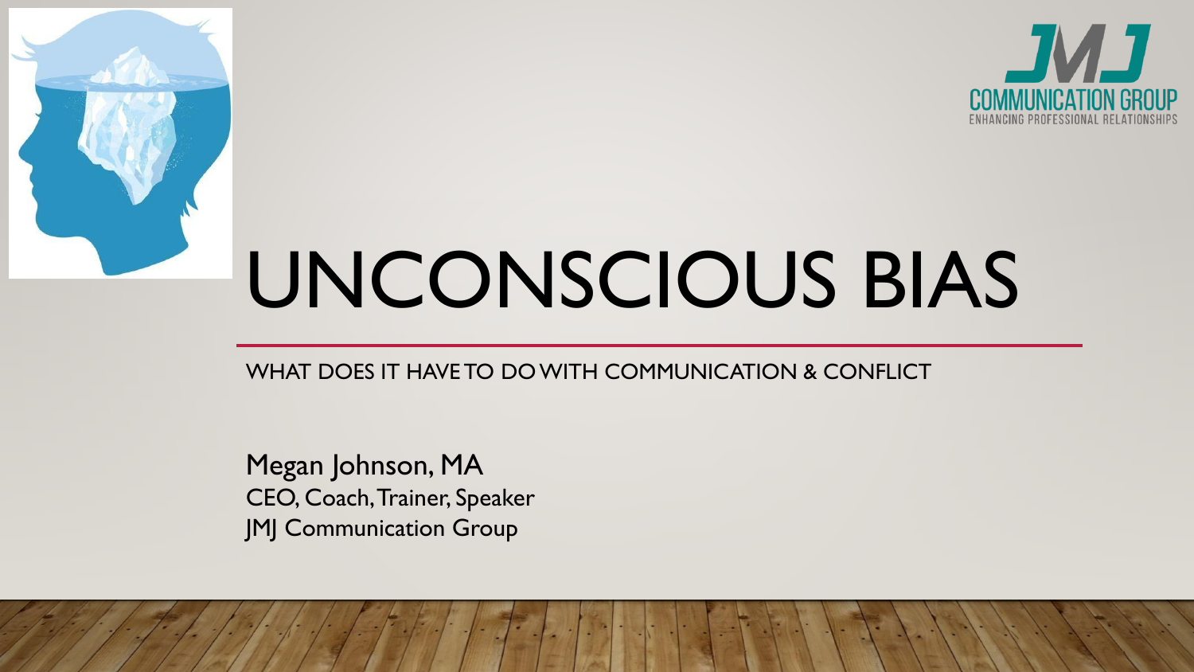JMJ COMMUNICATION GROUP
ENHANCING PROFESSIONAL RELATIONSHIPS

# UNCONSCIOUS BIAS

WHAT DOES IT HAVE TO DO WITH COMMUNICATION & CONFLICT

Megan Johnson, MA
CEO, Coach, Trainer, Speaker
JMJ Communication Group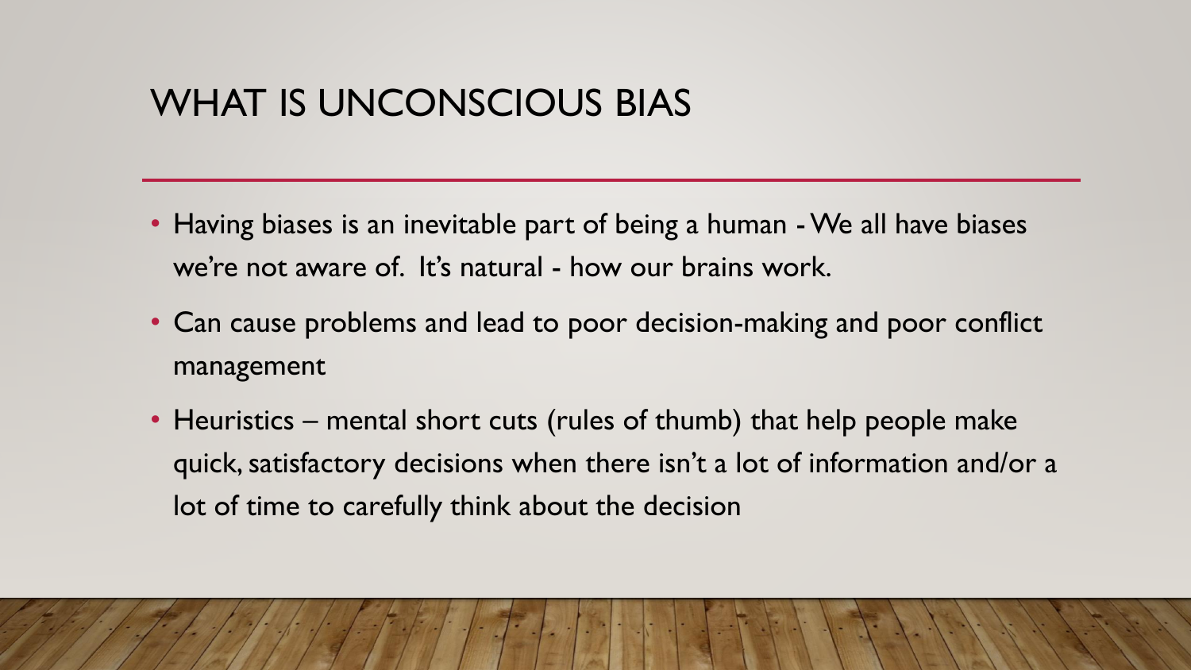# WHAT IS UNCONSCIOUS BIAS

- Having biases is an inevitable part of being a human - We all have biases we're not aware of. It's natural - how our brains work.
- Can cause problems and lead to poor decision-making and poor conflict management
- Heuristics – mental short cuts (rules of thumb) that help people make quick, satisfactory decisions when there isn't a lot of information and/or a lot of time to carefully think about the decision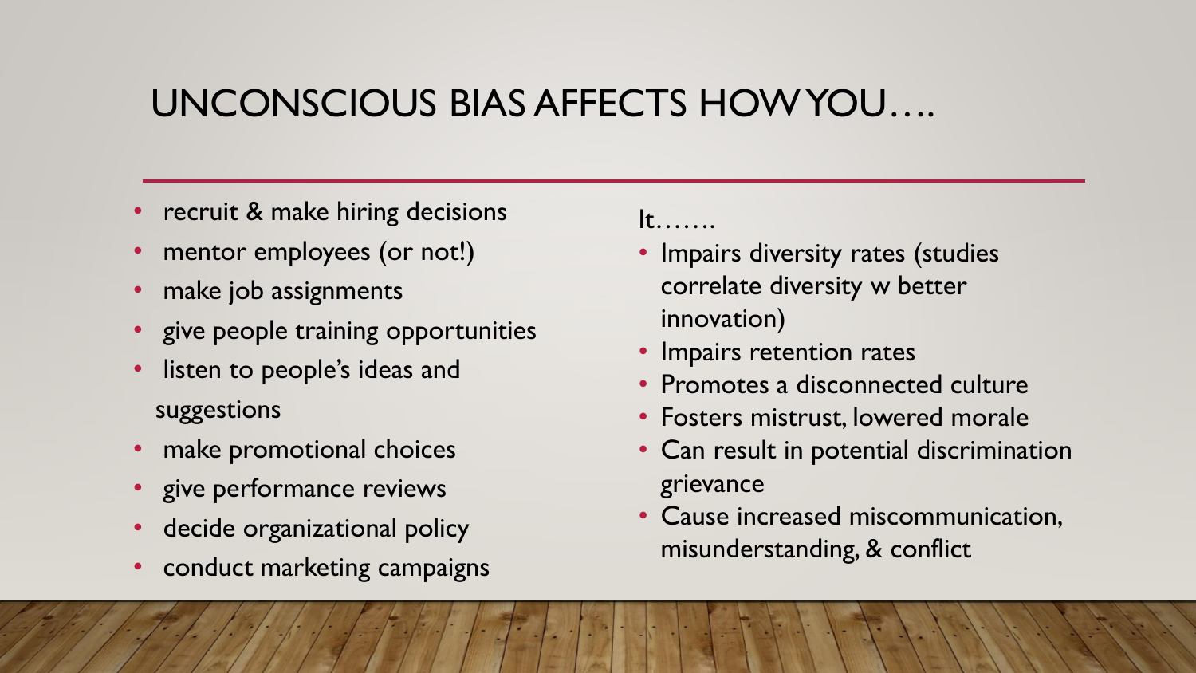# UNCONSCIOUS BIAS AFFECTS HOW YOU….

- recruit & make hiring decisions
- mentor employees (or not!)
- make job assignments
- give people training opportunities
- listen to people's ideas and suggestions
- make promotional choices
- give performance reviews
- decide organizational policy
- conduct marketing campaigns

It…….

- Impairs diversity rates (studies correlate diversity w better innovation)
- Impairs retention rates
- Promotes a disconnected culture
- Fosters mistrust, lowered morale
- Can result in potential discrimination grievance
- Cause increased miscommunication, misunderstanding, & conflict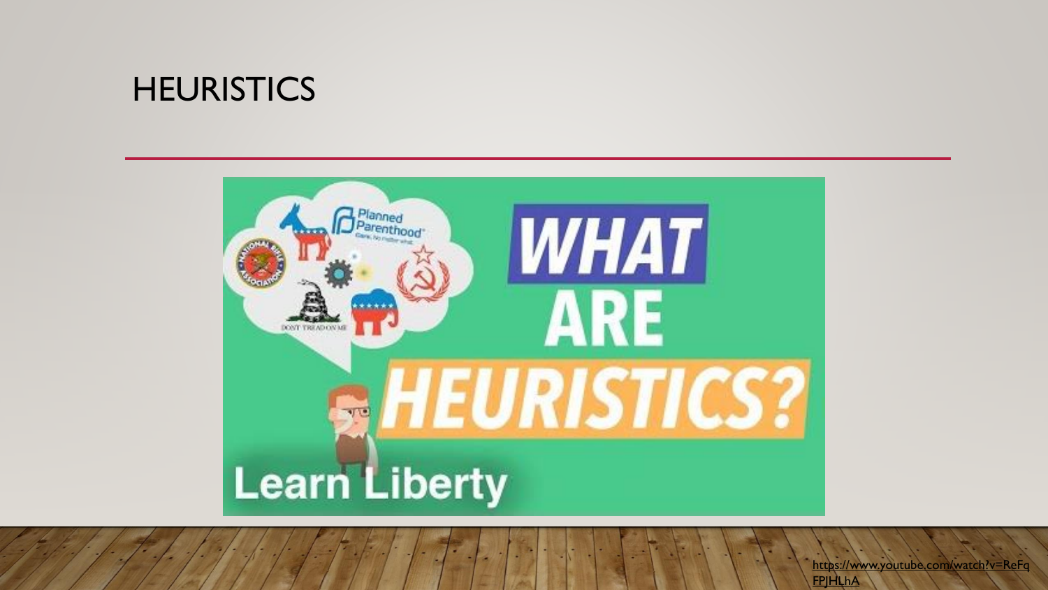# HEURISTICS

https://www.youtube.com/watch?v=ReFqFPJHLhA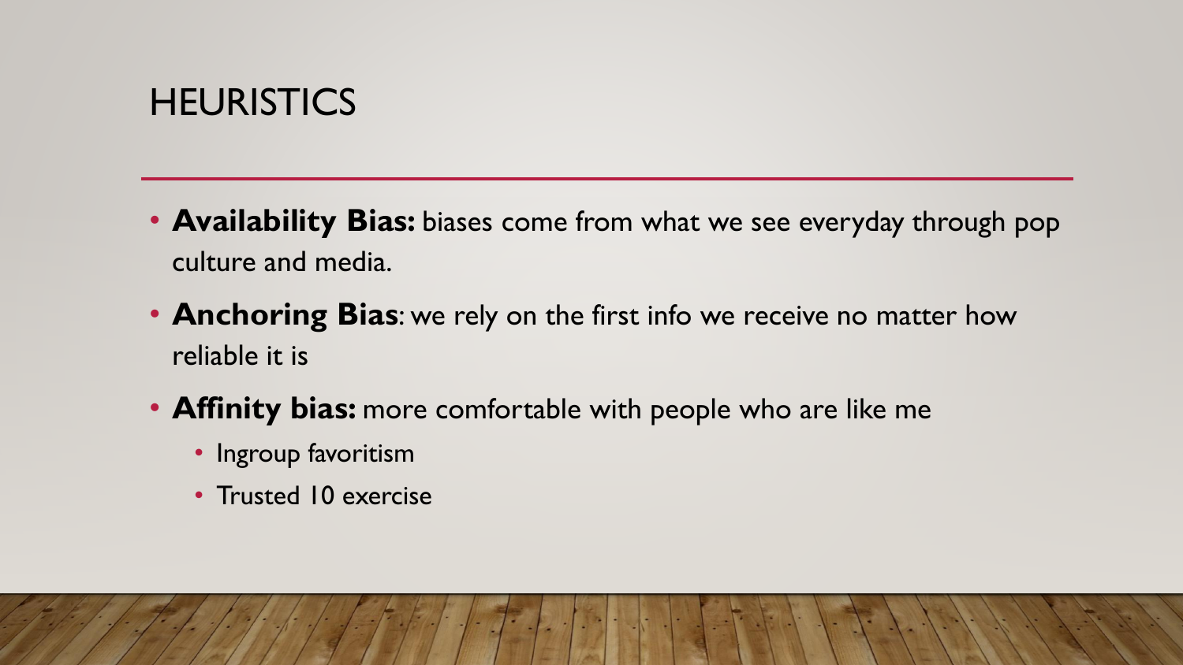# HEURISTICS

- **Availability Bias:** biases come from what we see everyday through pop culture and media.
- **Anchoring Bias**: we rely on the first info we receive no matter how reliable it is
- **Affinity bias:** more comfortable with people who are like me
  - Ingroup favoritism
  - Trusted 10 exercise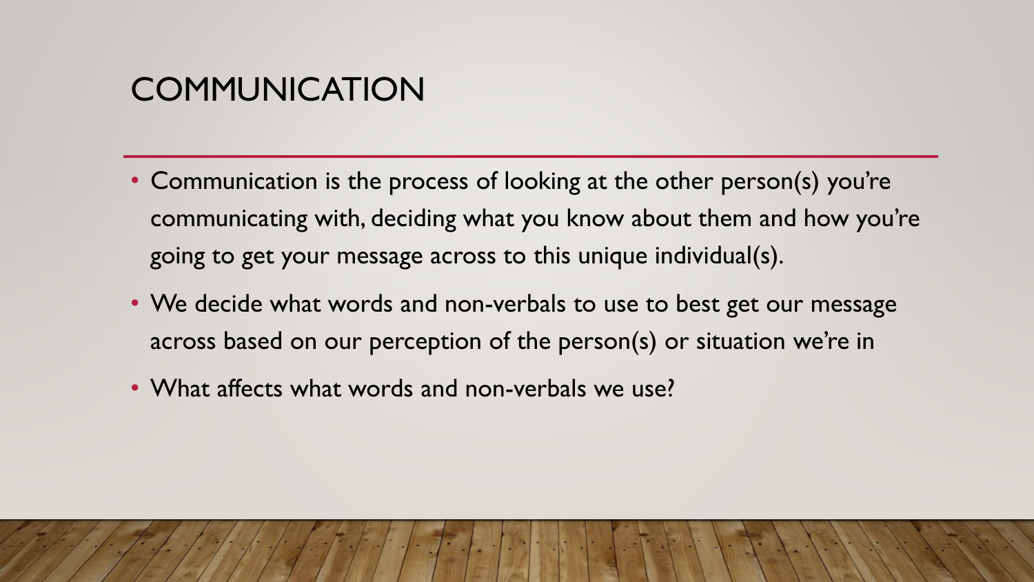# COMMUNICATION

- Communication is the process of looking at the other person(s) you're communicating with, deciding what you know about them and how you're going to get your message across to this unique individual(s).
- We decide what words and non-verbals to use to best get our message across based on our perception of the person(s) or situation we're in
- What affects what words and non-verbals we use?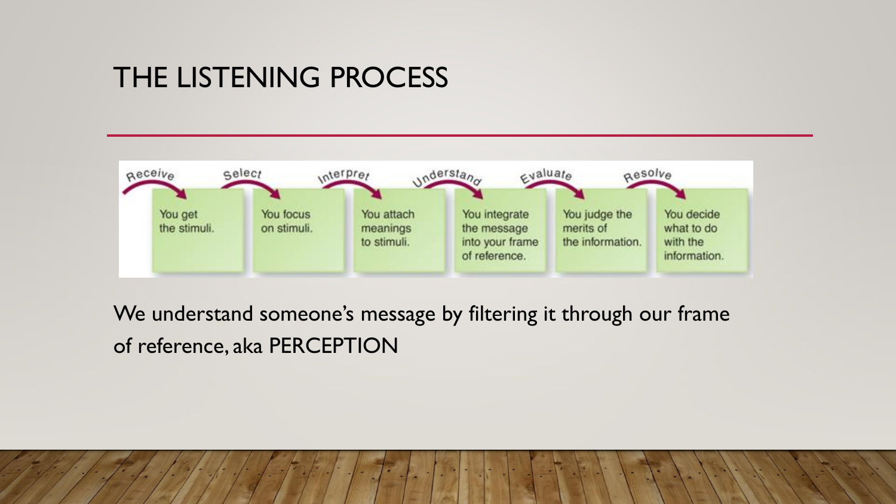# THE LISTENING PROCESS

| Receive | Select | Interpret | Understand | Evaluate | Resolve |
|---|---|---|---|---|---|
| You get the stimuli. | You focus on stimuli. | You attach meanings to stimuli. | You integrate the message into your frame of reference. | You judge the merits of the information. | You decide what to do with the information. |

We understand someone's message by filtering it through our frame of reference, aka PERCEPTION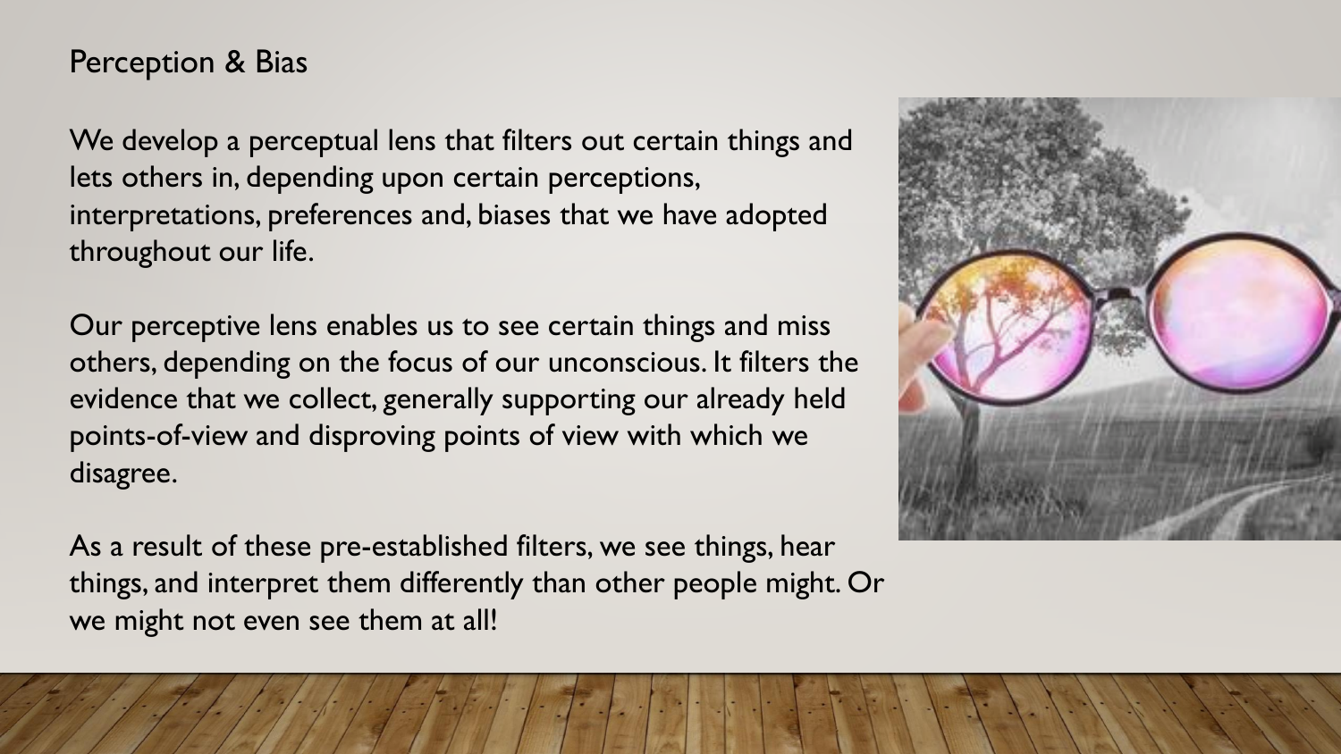## Perception & Bias

We develop a perceptual lens that filters out certain things and lets others in, depending upon certain perceptions, interpretations, preferences and, biases that we have adopted throughout our life.

Our perceptive lens enables us to see certain things and miss others, depending on the focus of our unconscious. It filters the evidence that we collect, generally supporting our already held points-of-view and disproving points of view with which we disagree.

As a result of these pre-established filters, we see things, hear things, and interpret them differently than other people might. Or we might not even see them at all!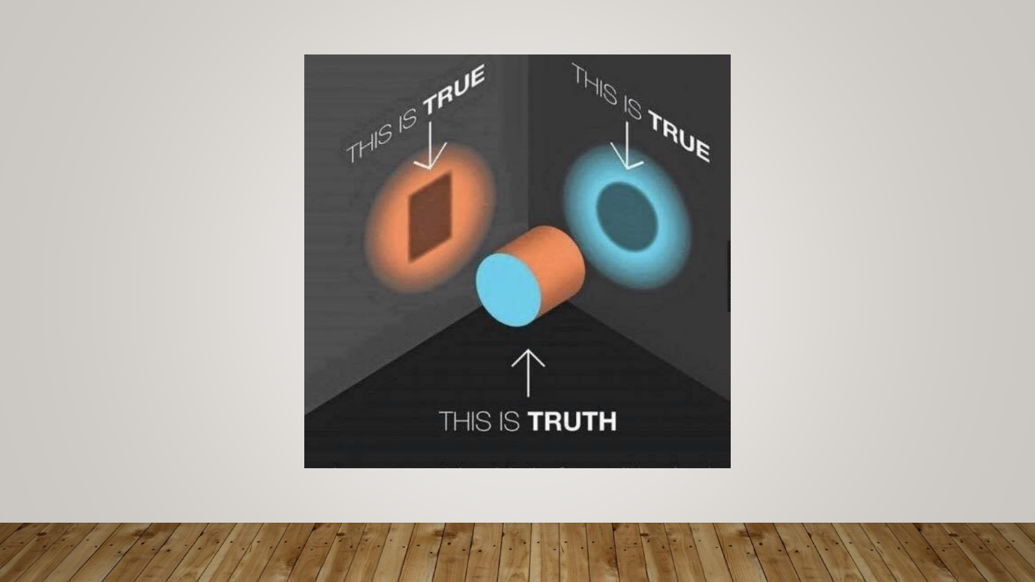THIS IS **TRUE**

THIS IS **TRUE**

THIS IS **TRUTH**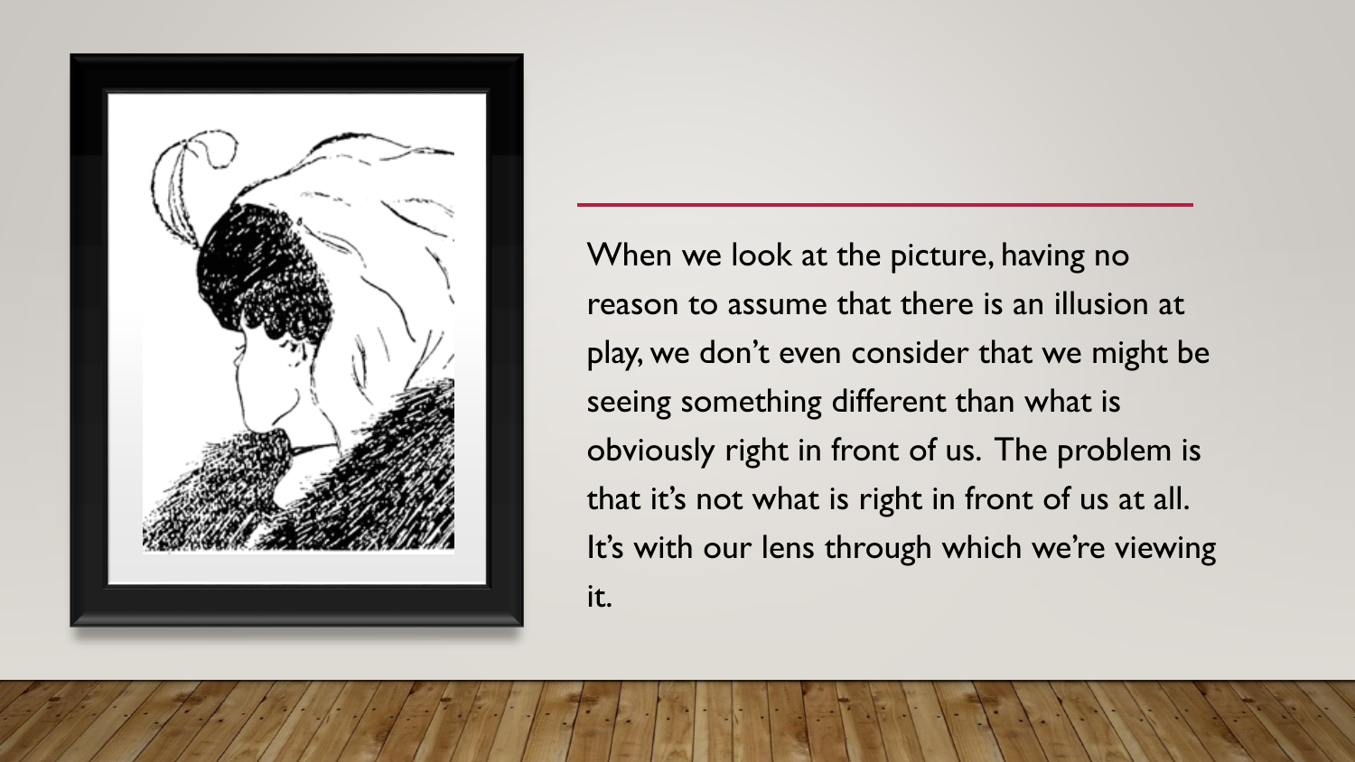When we look at the picture, having no reason to assume that there is an illusion at play, we don't even consider that we might be seeing something different than what is obviously right in front of us. The problem is that it's not what is right in front of us at all. It's with our lens through which we're viewing it.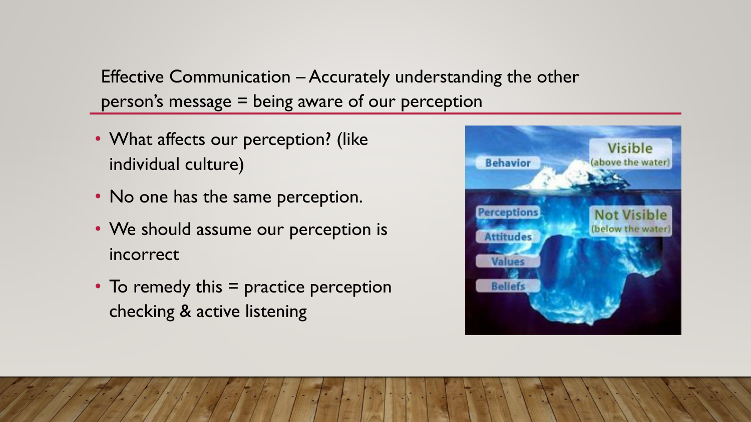## Effective Communication – Accurately understanding the other person's message = being aware of our perception

- What affects our perception? (like individual culture)
- No one has the same perception.
- We should assume our perception is incorrect
- To remedy this = practice perception checking & active listening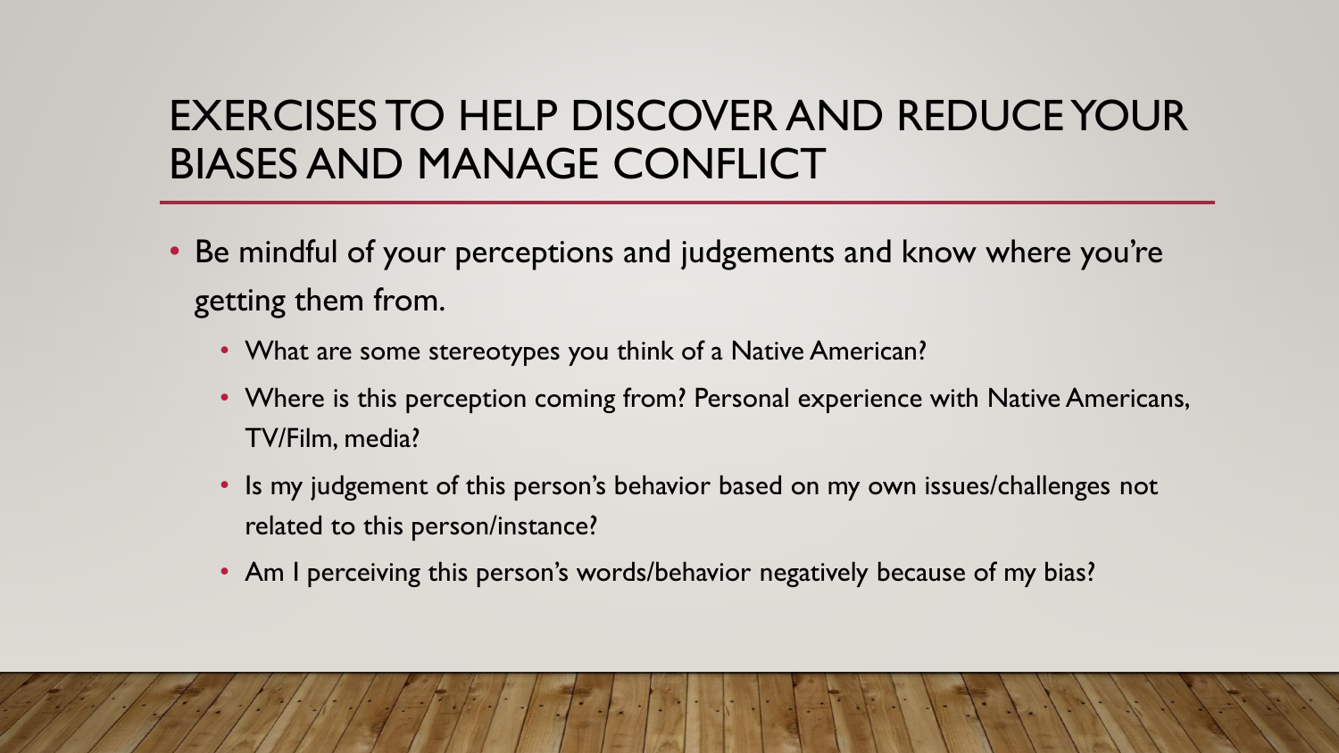# EXERCISES TO HELP DISCOVER AND REDUCE YOUR BIASES AND MANAGE CONFLICT

- Be mindful of your perceptions and judgements and know where you're getting them from.
  - What are some stereotypes you think of a Native American?
  - Where is this perception coming from? Personal experience with Native Americans, TV/Film, media?
  - Is my judgement of this person's behavior based on my own issues/challenges not related to this person/instance?
  - Am I perceiving this person's words/behavior negatively because of my bias?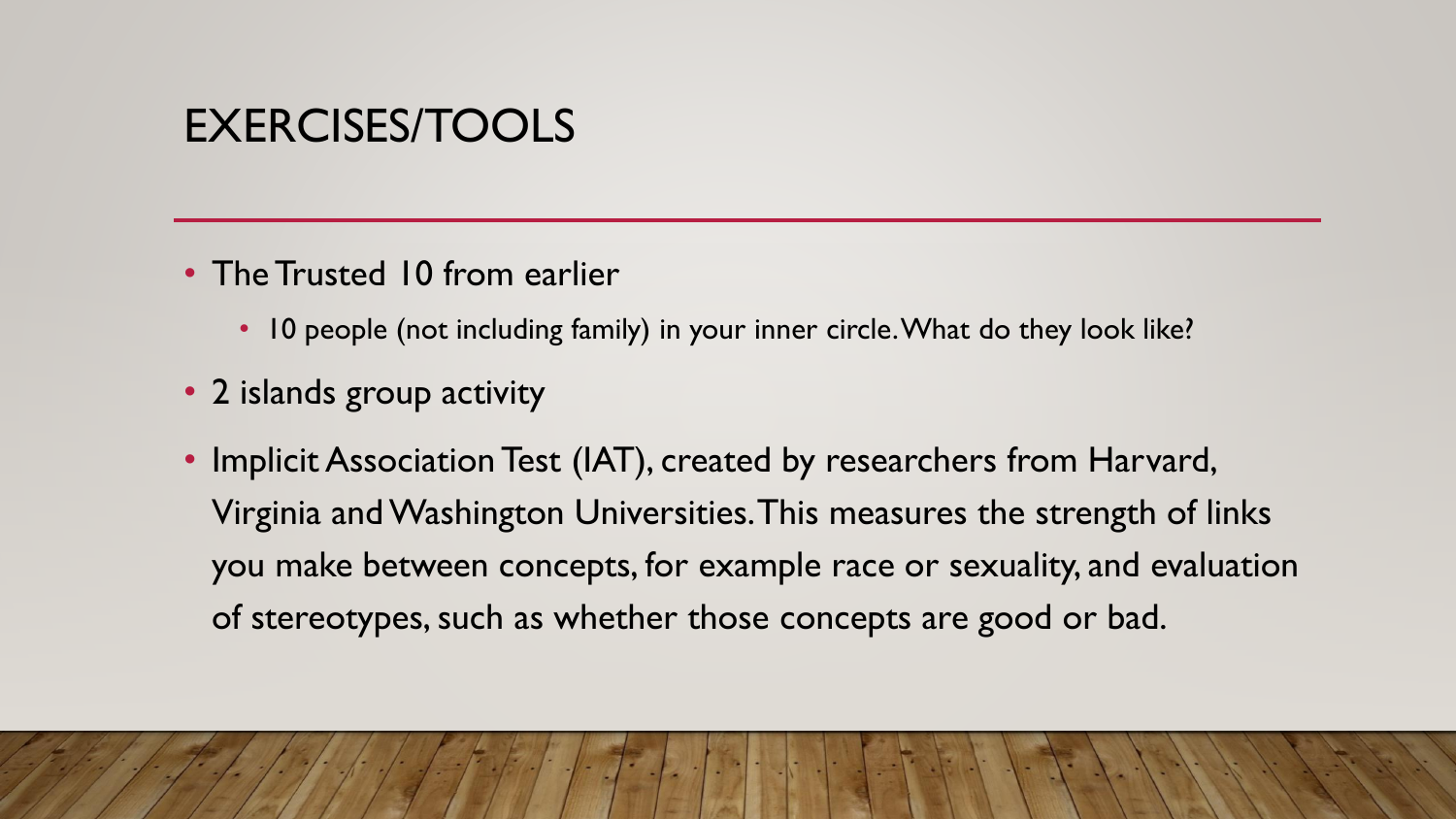# EXERCISES/TOOLS

- The Trusted 10 from earlier
  - 10 people (not including family) in your inner circle. What do they look like?
- 2 islands group activity
- Implicit Association Test (IAT), created by researchers from Harvard, Virginia and Washington Universities. This measures the strength of links you make between concepts, for example race or sexuality, and evaluation of stereotypes, such as whether those concepts are good or bad.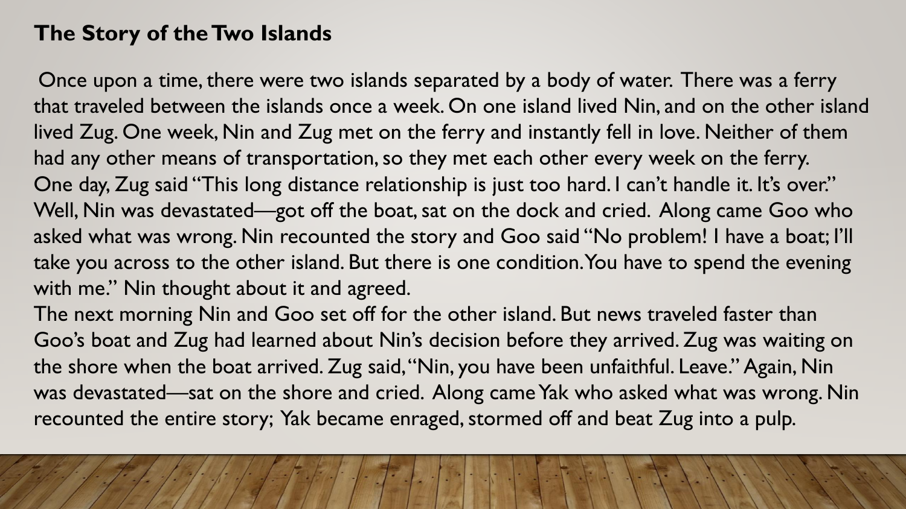**The Story of the Two Islands**

Once upon a time, there were two islands separated by a body of water. There was a ferry that traveled between the islands once a week. On one island lived Nin, and on the other island lived Zug. One week, Nin and Zug met on the ferry and instantly fell in love. Neither of them had any other means of transportation, so they met each other every week on the ferry. One day, Zug said "This long distance relationship is just too hard. I can't handle it. It's over." Well, Nin was devastated—got off the boat, sat on the dock and cried. Along came Goo who asked what was wrong. Nin recounted the story and Goo said "No problem! I have a boat; I'll take you across to the other island. But there is one condition. You have to spend the evening with me." Nin thought about it and agreed.

The next morning Nin and Goo set off for the other island. But news traveled faster than Goo's boat and Zug had learned about Nin's decision before they arrived. Zug was waiting on the shore when the boat arrived. Zug said, "Nin, you have been unfaithful. Leave." Again, Nin was devastated—sat on the shore and cried. Along came Yak who asked what was wrong. Nin recounted the entire story; Yak became enraged, stormed off and beat Zug into a pulp.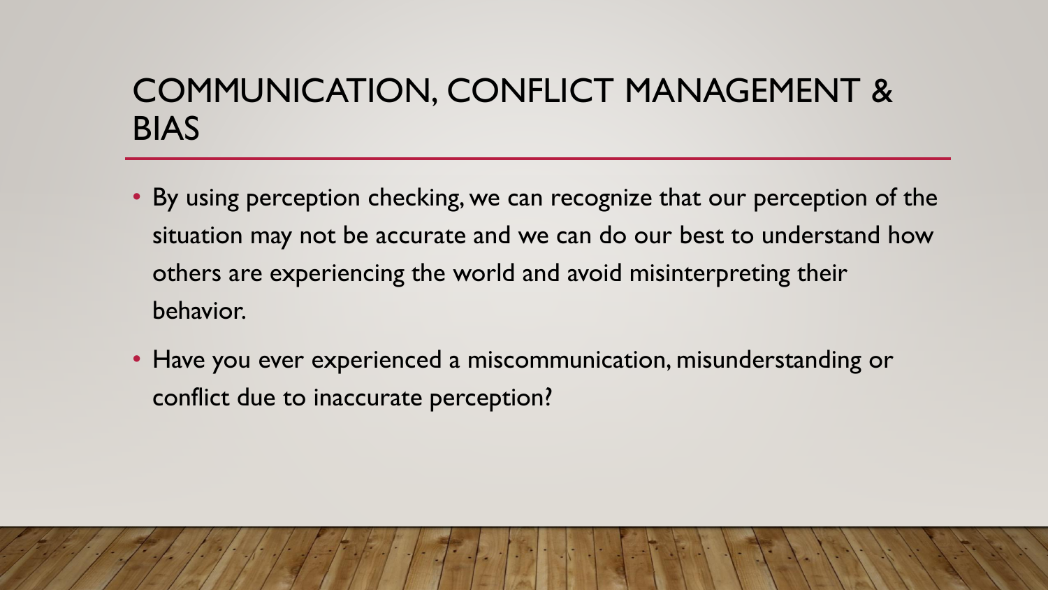# COMMUNICATION, CONFLICT MANAGEMENT & BIAS

- By using perception checking, we can recognize that our perception of the situation may not be accurate and we can do our best to understand how others are experiencing the world and avoid misinterpreting their behavior.
- Have you ever experienced a miscommunication, misunderstanding or conflict due to inaccurate perception?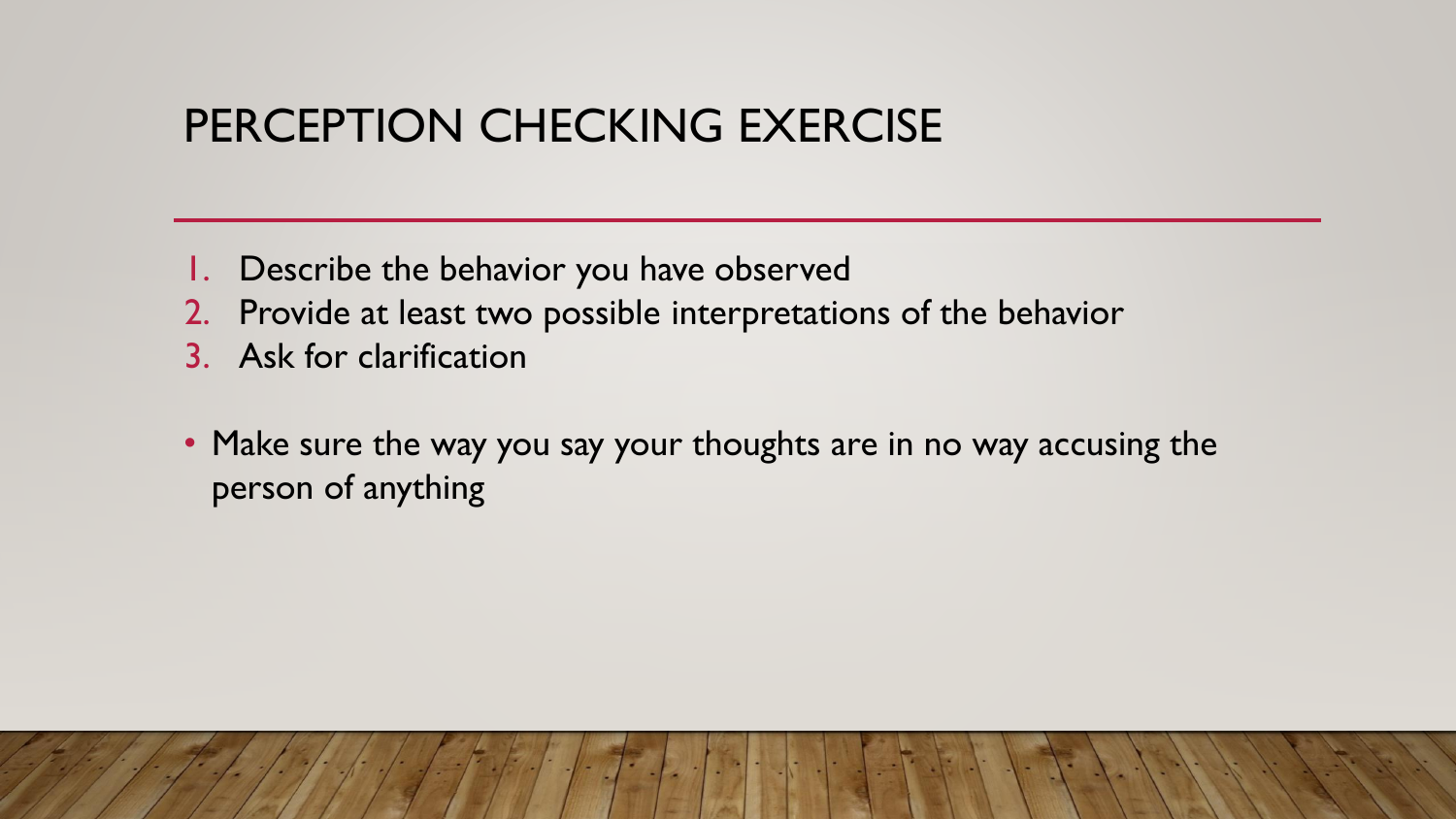# PERCEPTION CHECKING EXERCISE

1. Describe the behavior you have observed
2. Provide at least two possible interpretations of the behavior
3. Ask for clarification

- Make sure the way you say your thoughts are in no way accusing the person of anything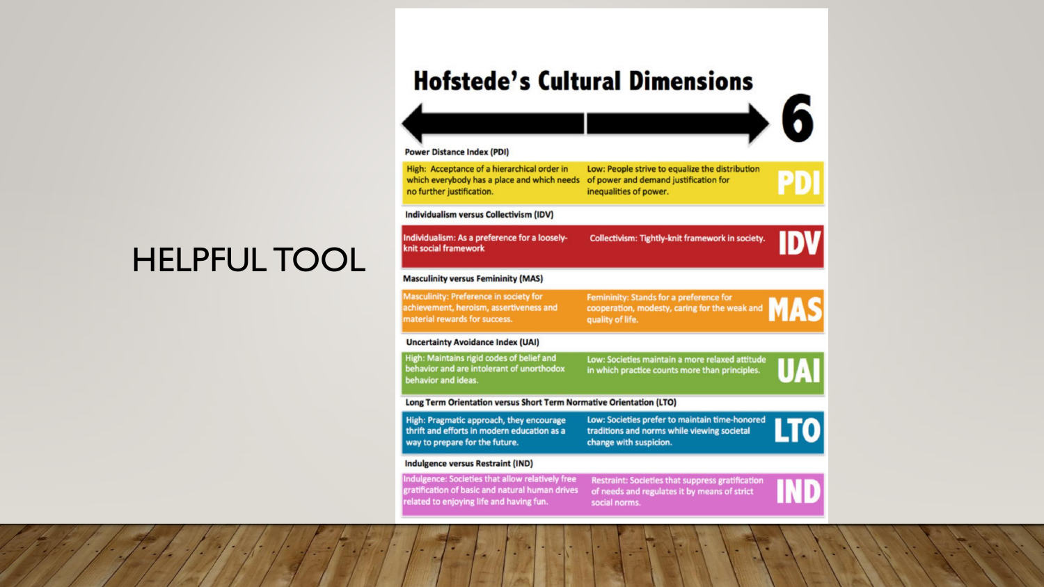# HELPFUL TOOL

## Hofstede's Cultural Dimensions

6

**Power Distance Index (PDI)**

| High | Low | |
|---|---|---|
| High: Acceptance of a hierarchical order in which everybody has a place and which needs no further justification. | Low: People strive to equalize the distribution of power and demand justification for inequalities of power. | PDI |

**Individualism versus Collectivism (IDV)**

| Individualism | Collectivism | |
|---|---|---|
| Individualism: As a preference for a loosely-knit social framework | Collectivism: Tightly-knit framework in society. | IDV |

**Masculinity versus Femininity (MAS)**

| Masculinity | Femininity | |
|---|---|---|
| Masculinity: Preference in society for achievement, heroism, assertiveness and material rewards for success. | Femininity: Stands for a preference for cooperation, modesty, caring for the weak and quality of life. | MAS |

**Uncertainty Avoidance Index (UAI)**

| High | Low | |
|---|---|---|
| High: Maintains rigid codes of belief and behavior and are intolerant of unorthodox behavior and ideas. | Low: Societies maintain a more relaxed attitude in which practice counts more than principles. | UAI |

**Long Term Orientation versus Short Term Normative Orientation (LTO)**

| High | Low | |
|---|---|---|
| High: Pragmatic approach, they encourage thrift and efforts in modern education as a way to prepare for the future. | Low: Societies prefer to maintain time-honored traditions and norms while viewing societal change with suspicion. | LTO |

**Indulgence versus Restraint (IND)**

| Indulgence | Restraint | |
|---|---|---|
| Indulgence: Societies that allow relatively free gratification of basic and natural human drives related to enjoying life and having fun. | Restraint: Societies that suppress gratification of needs and regulates it by means of strict social norms. | IND |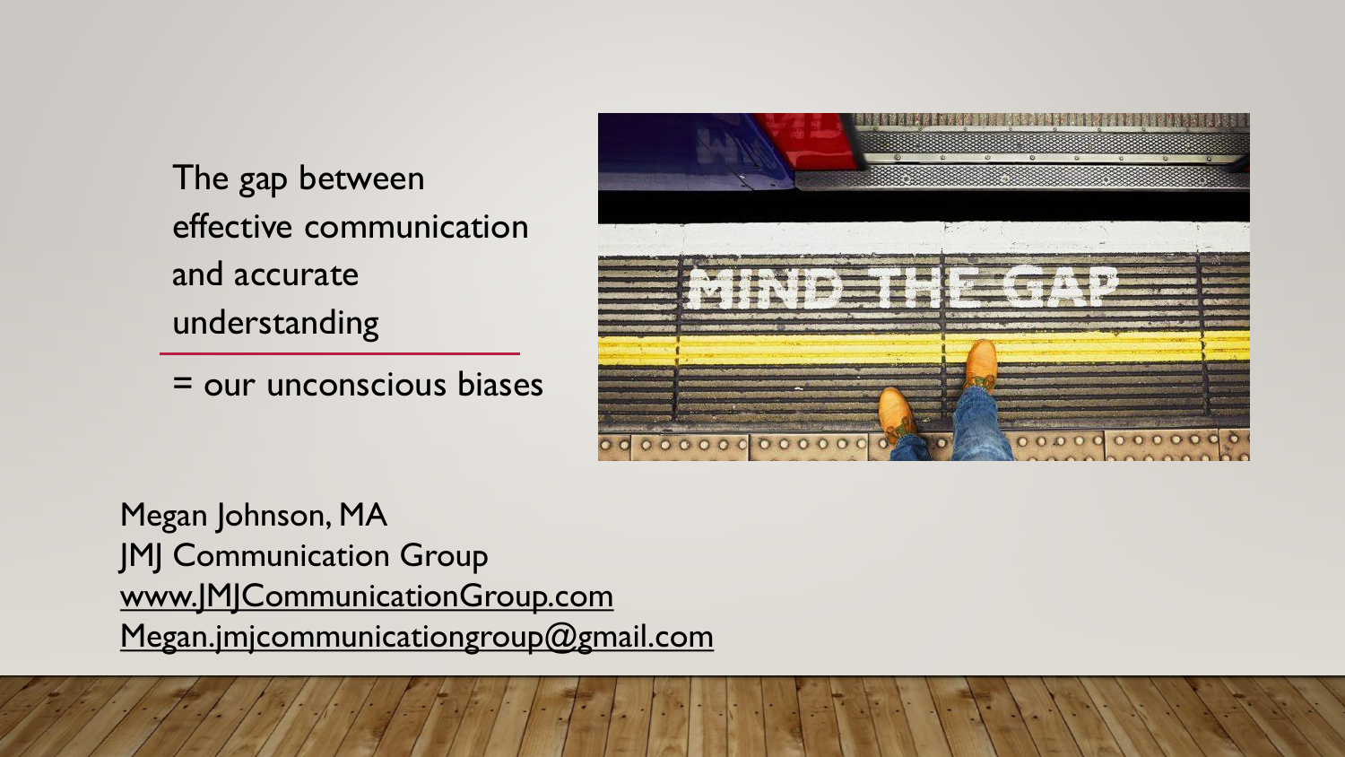The gap between effective communication and accurate understanding

= our unconscious biases

Megan Johnson, MA
JMJ Communication Group
www.JMJCommunicationGroup.com
Megan.jmjcommunicationgroup@gmail.com